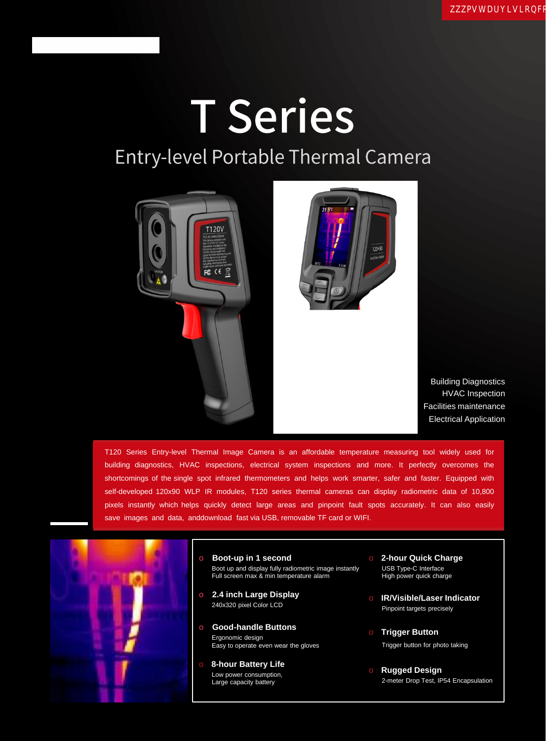# T Series

## Entry-level Portable Thermal Camera

Building Diagnostics
HVAC Inspection
Facilities maintenance
Electrical Application

T120 Series Entry-level Thermal Image Camera is an affordable temperature measuring tool widely used for building diagnostics, HVAC inspections, electrical system inspections and more. It perfectly overcomes the shortcomings of the single spot infrared thermometers and helps work smarter, safer and faster. Equipped with self-developed 120x90 WLP IR modules, T120 series thermal cameras can display radiometric data of 10,800 pixels instantly which helps quickly detect large areas and pinpoint fault spots accurately. It can also easily save images and data, anddownload fast via USB, removable TF card or WIFI.

- **Boot-up in 1 second**
  Boot up and display fully radiometric image instantly
  Full screen max & min temperature alarm
- **2.4 inch Large Display**
  240x320 pixel Color LCD
- **Good-handle Buttons**
  Ergonomic design
  Easy to operate even wear the gloves
- **8-hour Battery Life**
  Low power consumption,
  Large capacity battery
- **2-hour Quick Charge**
  USB Type-C Interface
  High power quick charge
- **IR/Visible/Laser Indicator**
  Pinpoint targets precisely
- **Trigger Button**
  Trigger button for photo taking
- **Rugged Design**
  2-meter Drop Test, IP54 Encapsulation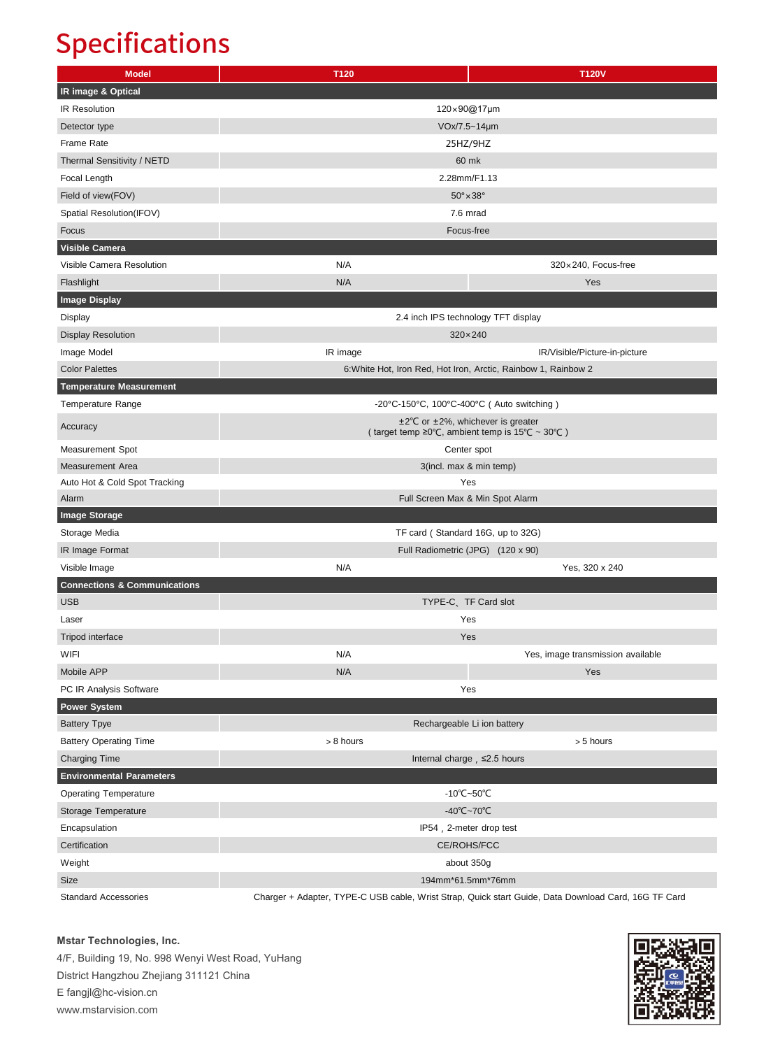# Specifications

| Model | T120 | T120V |
|---|---|---|
| **IR image & Optical** | | |
| IR Resolution | 120×90@17μm | |
| Detector type | VOx/7.5~14μm | |
| Frame Rate | 25HZ/9HZ | |
| Thermal Sensitivity / NETD | 60 mk | |
| Focal Length | 2.28mm/F1.13 | |
| Field of view(FOV) | 50°×38° | |
| Spatial Resolution(IFOV) | 7.6 mrad | |
| Focus | Focus-free | |
| **Visible Camera** | | |
| Visible Camera Resolution | N/A | 320×240, Focus-free |
| Flashlight | N/A | Yes |
| **Image Display** | | |
| Display | 2.4 inch IPS technology TFT display | |
| Display Resolution | 320×240 | |
| Image Model | IR image | IR/Visible/Picture-in-picture |
| Color Palettes | 6:White Hot, Iron Red, Hot Iron, Arctic, Rainbow 1, Rainbow 2 | |
| **Temperature Measurement** | | |
| Temperature Range | -20°C-150°C, 100°C-400°C ( Auto switching ) | |
| Accuracy | ±2℃ or ±2%, whichever is greater ( target temp ≥0℃, ambient temp is 15℃ ~ 30℃ ) | |
| Measurement Spot | Center spot | |
| Measurement Area | 3(incl. max & min temp) | |
| Auto Hot & Cold Spot Tracking | Yes | |
| Alarm | Full Screen Max & Min Spot Alarm | |
| **Image Storage** | | |
| Storage Media | TF card ( Standard 16G, up to 32G) | |
| IR Image Format | Full Radiometric (JPG) (120 x 90) | |
| Visible Image | N/A | Yes, 320 x 240 |
| **Connections & Communications** | | |
| USB | TYPE-C、TF Card slot | |
| Laser | Yes | |
| Tripod interface | Yes | |
| WIFI | N/A | Yes, image transmission available |
| Mobile APP | N/A | Yes |
| PC IR Analysis Software | Yes | |
| **Power System** | | |
| Battery Tpye | Rechargeable Li ion battery | |
| Battery Operating Time | ＞8 hours | ＞5 hours |
| Charging Time | Internal charge，≤2.5 hours | |
| **Environmental Parameters** | | |
| Operating Temperature | -10℃~50℃ | |
| Storage Temperature | -40℃~70℃ | |
| Encapsulation | IP54，2-meter drop test | |
| Certification | CE/ROHS/FCC | |
| Weight | about 350g | |
| Size | 194mm*61.5mm*76mm | |
| Standard Accessories | Charger + Adapter, TYPE-C USB cable, Wrist Strap, Quick start Guide, Data Download Card, 16G TF Card | |

**Mstar Technologies, Inc.**

4/F, Building 19, No. 998 Wenyi West Road, YuHang
District Hangzhou Zhejiang 311121 China
E fangjl@hc-vision.cn
www.mstarvision.com